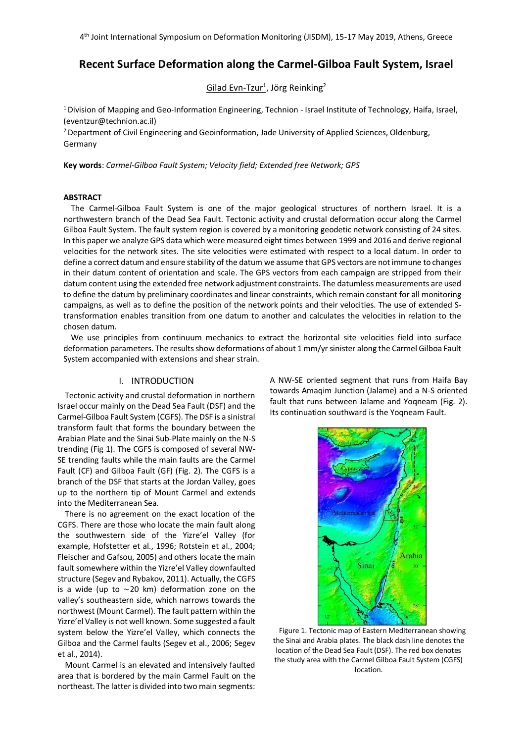# Recent Surface Deformation along the Carmel-Gilboa Fault System, Israel

Gilad Evn-Tzur[1], Jörg Reinking[2]

[1] Division of Mapping and Geo-Information Engineering, Technion - Israel Institute of Technology, Haifa, Israel, (eventzur@technion.ac.il)

[2] Department of Civil Engineering and Geoinformation, Jade University of Applied Sciences, Oldenburg, Germany

**Key words**: *Carmel-Gilboa Fault System; Velocity field; Extended free Network; GPS*

## ABSTRACT

The Carmel-Gilboa Fault System is one of the major geological structures of northern Israel. It is a northwestern branch of the Dead Sea Fault. Tectonic activity and crustal deformation occur along the Carmel Gilboa Fault System. The fault system region is covered by a monitoring geodetic network consisting of 24 sites. In this paper we analyze GPS data which were measured eight times between 1999 and 2016 and derive regional velocities for the network sites. The site velocities were estimated with respect to a local datum. In order to define a correct datum and ensure stability of the datum we assume that GPS vectors are not immune to changes in their datum content of orientation and scale. The GPS vectors from each campaign are stripped from their datum content using the extended free network adjustment constraints. The datumless measurements are used to define the datum by preliminary coordinates and linear constraints, which remain constant for all monitoring campaigns, as well as to define the position of the network points and their velocities. The use of extended S-transformation enables transition from one datum to another and calculates the velocities in relation to the chosen datum.

We use principles from continuum mechanics to extract the horizontal site velocities field into surface deformation parameters. The results show deformations of about 1 mm/yr sinister along the Carmel Gilboa Fault System accompanied with extensions and shear strain.

## I. INTRODUCTION

Tectonic activity and crustal deformation in northern Israel occur mainly on the Dead Sea Fault (DSF) and the Carmel-Gilboa Fault System (CGFS). The DSF is a sinistral transform fault that forms the boundary between the Arabian Plate and the Sinai Sub-Plate mainly on the N-S trending (Fig 1). The CGFS is composed of several NW-SE trending faults while the main faults are the Carmel Fault (CF) and Gilboa Fault (GF) (Fig. 2). The CGFS is a branch of the DSF that starts at the Jordan Valley, goes up to the northern tip of Mount Carmel and extends into the Mediterranean Sea.

There is no agreement on the exact location of the CGFS. There are those who locate the main fault along the southwestern side of the Yizre'el Valley (for example, Hofstetter et al., 1996; Rotstein et al., 2004; Fleischer and Gafsou, 2005) and others locate the main fault somewhere within the Yizre'el Valley downfaulted structure (Segev and Rybakov, 2011). Actually, the CGFS is a wide (up to ~20 km) deformation zone on the valley's southeastern side, which narrows towards the northwest (Mount Carmel). The fault pattern within the Yizre'el Valley is not well known. Some suggested a fault system below the Yizre'el Valley, which connects the Gilboa and the Carmel faults (Segev et al., 2006; Segev et al., 2014).

Mount Carmel is an elevated and intensively faulted area that is bordered by the main Carmel Fault on the northeast. The latter is divided into two main segments: A NW-SE oriented segment that runs from Haifa Bay towards Amaqim Junction (Jalame) and a N-S oriented fault that runs between Jalame and Yoqneam (Fig. 2). Its continuation southward is the Yoqneam Fault.

Figure 1. Tectonic map of Eastern Mediterranean showing the Sinai and Arabia plates. The black dash line denotes the location of the Dead Sea Fault (DSF). The red box denotes the study area with the Carmel Gilboa Fault System (CGFS) location.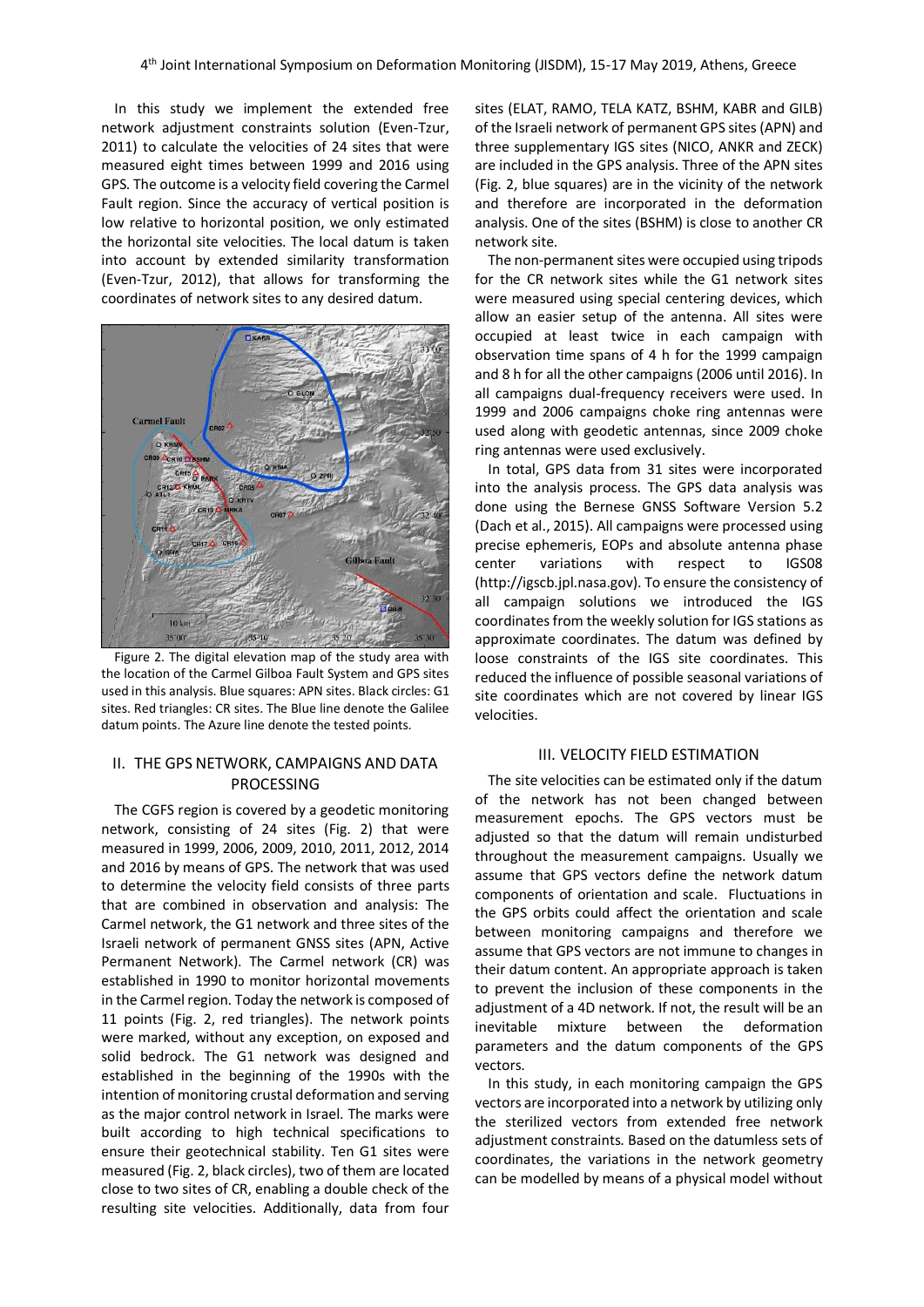In this study we implement the extended free network adjustment constraints solution (Even-Tzur, 2011) to calculate the velocities of 24 sites that were measured eight times between 1999 and 2016 using GPS. The outcome is a velocity field covering the Carmel Fault region. Since the accuracy of vertical position is low relative to horizontal position, we only estimated the horizontal site velocities. The local datum is taken into account by extended similarity transformation (Even-Tzur, 2012), that allows for transforming the coordinates of network sites to any desired datum.

Figure 2. The digital elevation map of the study area with the location of the Carmel Gilboa Fault System and GPS sites used in this analysis. Blue squares: APN sites. Black circles: G1 sites. Red triangles: CR sites. The Blue line denote the Galilee datum points. The Azure line denote the tested points.

## II. THE GPS NETWORK, CAMPAIGNS AND DATA PROCESSING

The CGFS region is covered by a geodetic monitoring network, consisting of 24 sites (Fig. 2) that were measured in 1999, 2006, 2009, 2010, 2011, 2012, 2014 and 2016 by means of GPS. The network that was used to determine the velocity field consists of three parts that are combined in observation and analysis: The Carmel network, the G1 network and three sites of the Israeli network of permanent GNSS sites (APN, Active Permanent Network). The Carmel network (CR) was established in 1990 to monitor horizontal movements in the Carmel region. Today the network is composed of 11 points (Fig. 2, red triangles). The network points were marked, without any exception, on exposed and solid bedrock. The G1 network was designed and established in the beginning of the 1990s with the intention of monitoring crustal deformation and serving as the major control network in Israel. The marks were built according to high technical specifications to ensure their geotechnical stability. Ten G1 sites were measured (Fig. 2, black circles), two of them are located close to two sites of CR, enabling a double check of the resulting site velocities. Additionally, data from four sites (ELAT, RAMO, TELA KATZ, BSHM, KABR and GILB) of the Israeli network of permanent GPS sites (APN) and three supplementary IGS sites (NICO, ANKR and ZECK) are included in the GPS analysis. Three of the APN sites (Fig. 2, blue squares) are in the vicinity of the network and therefore are incorporated in the deformation analysis. One of the sites (BSHM) is close to another CR network site.

The non-permanent sites were occupied using tripods for the CR network sites while the G1 network sites were measured using special centering devices, which allow an easier setup of the antenna. All sites were occupied at least twice in each campaign with observation time spans of 4 h for the 1999 campaign and 8 h for all the other campaigns (2006 until 2016). In all campaigns dual-frequency receivers were used. In 1999 and 2006 campaigns choke ring antennas were used along with geodetic antennas, since 2009 choke ring antennas were used exclusively.

In total, GPS data from 31 sites were incorporated into the analysis process. The GPS data analysis was done using the Bernese GNSS Software Version 5.2 (Dach et al., 2015). All campaigns were processed using precise ephemeris, EOPs and absolute antenna phase center variations with respect to IGS08 (http://igscb.jpl.nasa.gov). To ensure the consistency of all campaign solutions we introduced the IGS coordinates from the weekly solution for IGS stations as approximate coordinates. The datum was defined by loose constraints of the IGS site coordinates. This reduced the influence of possible seasonal variations of site coordinates which are not covered by linear IGS velocities.

## III. VELOCITY FIELD ESTIMATION

The site velocities can be estimated only if the datum of the network has not been changed between measurement epochs. The GPS vectors must be adjusted so that the datum will remain undisturbed throughout the measurement campaigns. Usually we assume that GPS vectors define the network datum components of orientation and scale. Fluctuations in the GPS orbits could affect the orientation and scale between monitoring campaigns and therefore we assume that GPS vectors are not immune to changes in their datum content. An appropriate approach is taken to prevent the inclusion of these components in the adjustment of a 4D network. If not, the result will be an inevitable mixture between the deformation parameters and the datum components of the GPS vectors.

In this study, in each monitoring campaign the GPS vectors are incorporated into a network by utilizing only the sterilized vectors from extended free network adjustment constraints. Based on the datumless sets of coordinates, the variations in the network geometry can be modelled by means of a physical model without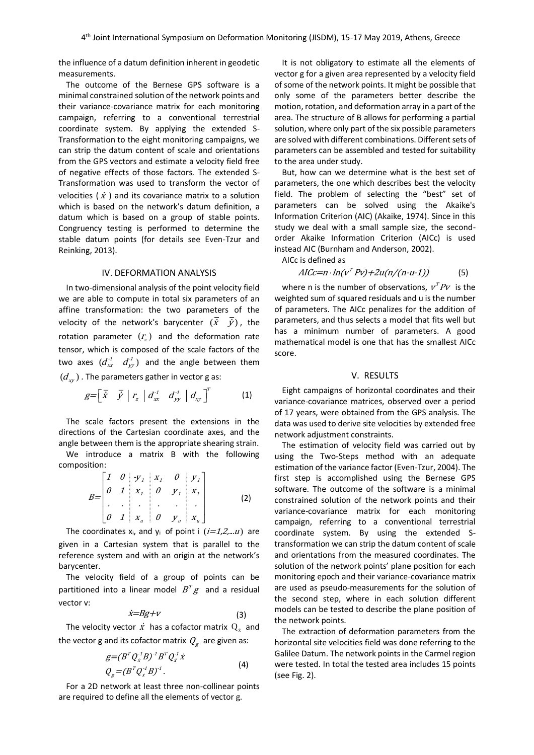the influence of a datum definition inherent in geodetic measurements.

The outcome of the Bernese GPS software is a minimal constrained solution of the network points and their variance-covariance matrix for each monitoring campaign, referring to a conventional terrestrial coordinate system. By applying the extended S-Transformation to the eight monitoring campaigns, we can strip the datum content of scale and orientations from the GPS vectors and estimate a velocity field free of negative effects of those factors. The extended S-Transformation was used to transform the vector of velocities ( $\dot{x}$ ) and its covariance matrix to a solution which is based on the network's datum definition, a datum which is based on a group of stable points. Congruency testing is performed to determine the stable datum points (for details see Even-Tzur and Reinking, 2013).

## IV. DEFORMATION ANALYSIS

In two-dimensional analysis of the point velocity field we are able to compute in total six parameters of an affine transformation: the two parameters of the velocity of the network's barycenter $(\bar{x} \quad \bar{y})$, the rotation parameter $(r_z)$ and the deformation rate tensor, which is composed of the scale factors of the two axes $(d_{xx}^{-1} \quad d_{yy}^{-1})$ and the angle between them $(d_{xy})$. The parameters gather in vector g as:

$$g=\left[\bar{x} \quad \bar{y} \mid r_z \mid d_{xx}^{-1} \quad d_{yy}^{-1} \mid d_{xy}\right]^T \qquad (1)$$

The scale factors present the extensions in the directions of the Cartesian coordinate axes, and the angle between them is the appropriate shearing strain.

We introduce a matrix B with the following composition:

$$B=\left[\begin{array}{cc|c|cc|c} 1 & 0 & -y_1 & x_1 & 0 & y_1 \\ 0 & 1 & x_1 & 0 & y_1 & x_1 \\ . & . & . & . & . & . \\ 0 & 1 & x_u & 0 & y_u & x_u \end{array}\right] \qquad (2)$$

The coordinates $x_i$, and $y_i$ of point i $(i=1,2,\dots u)$ are given in a Cartesian system that is parallel to the reference system and with an origin at the network's barycenter.

The velocity field of a group of points can be partitioned into a linear model $B^T g$ and a residual vector v:

$$\dot{x}=Bg+v \qquad (3)$$

The velocity vector $\dot{x}$ has a cofactor matrix $Q_{\dot{x}}$ and the vector g and its cofactor matrix $Q_g$ are given as:

$$g=(B^T Q_{\dot{x}}^{-1} B)^{-1} B^T Q_{\dot{x}}^{-1} \dot{x}$$
$$Q_g=(B^T Q_{\dot{x}}^{-1} B)^{-1}. \qquad (4)$$

For a 2D network at least three non-collinear points are required to define all the elements of vector g.

It is not obligatory to estimate all the elements of vector g for a given area represented by a velocity field of some of the network points. It might be possible that only some of the parameters better describe the motion, rotation, and deformation array in a part of the area. The structure of B allows for performing a partial solution, where only part of the six possible parameters are solved with different combinations. Different sets of parameters can be assembled and tested for suitability to the area under study.

But, how can we determine what is the best set of parameters, the one which describes best the velocity field. The problem of selecting the "best" set of parameters can be solved using the Akaike's Information Criterion (AIC) (Akaike, 1974). Since in this study we deal with a small sample size, the second-order Akaike Information Criterion (AICc) is used instead AIC (Burnham and Anderson, 2002).

AICc is defined as

$$AICc=n \cdot ln(v^T Pv)+2u(n/(n-u-1)) \qquad (5)$$

where n is the number of observations, $v^T Pv$ is the weighted sum of squared residuals and u is the number of parameters. The AICc penalizes for the addition of parameters, and thus selects a model that fits well but has a minimum number of parameters. A good mathematical model is one that has the smallest AICc score.

## V. RESULTS

Eight campaigns of horizontal coordinates and their variance-covariance matrices, observed over a period of 17 years, were obtained from the GPS analysis. The data was used to derive site velocities by extended free network adjustment constraints.

The estimation of velocity field was carried out by using the Two-Steps method with an adequate estimation of the variance factor (Even-Tzur, 2004). The first step is accomplished using the Bernese GPS software. The outcome of the software is a minimal constrained solution of the network points and their variance-covariance matrix for each monitoring campaign, referring to a conventional terrestrial coordinate system. By using the extended S-transformation we can strip the datum content of scale and orientations from the measured coordinates. The solution of the network points' plane position for each monitoring epoch and their variance-covariance matrix are used as pseudo-measurements for the solution of the second step, where in each solution different models can be tested to describe the plane position of the network points.

The extraction of deformation parameters from the horizontal site velocities field was done referring to the Galilee Datum. The network points in the Carmel region were tested. In total the tested area includes 15 points (see Fig. 2).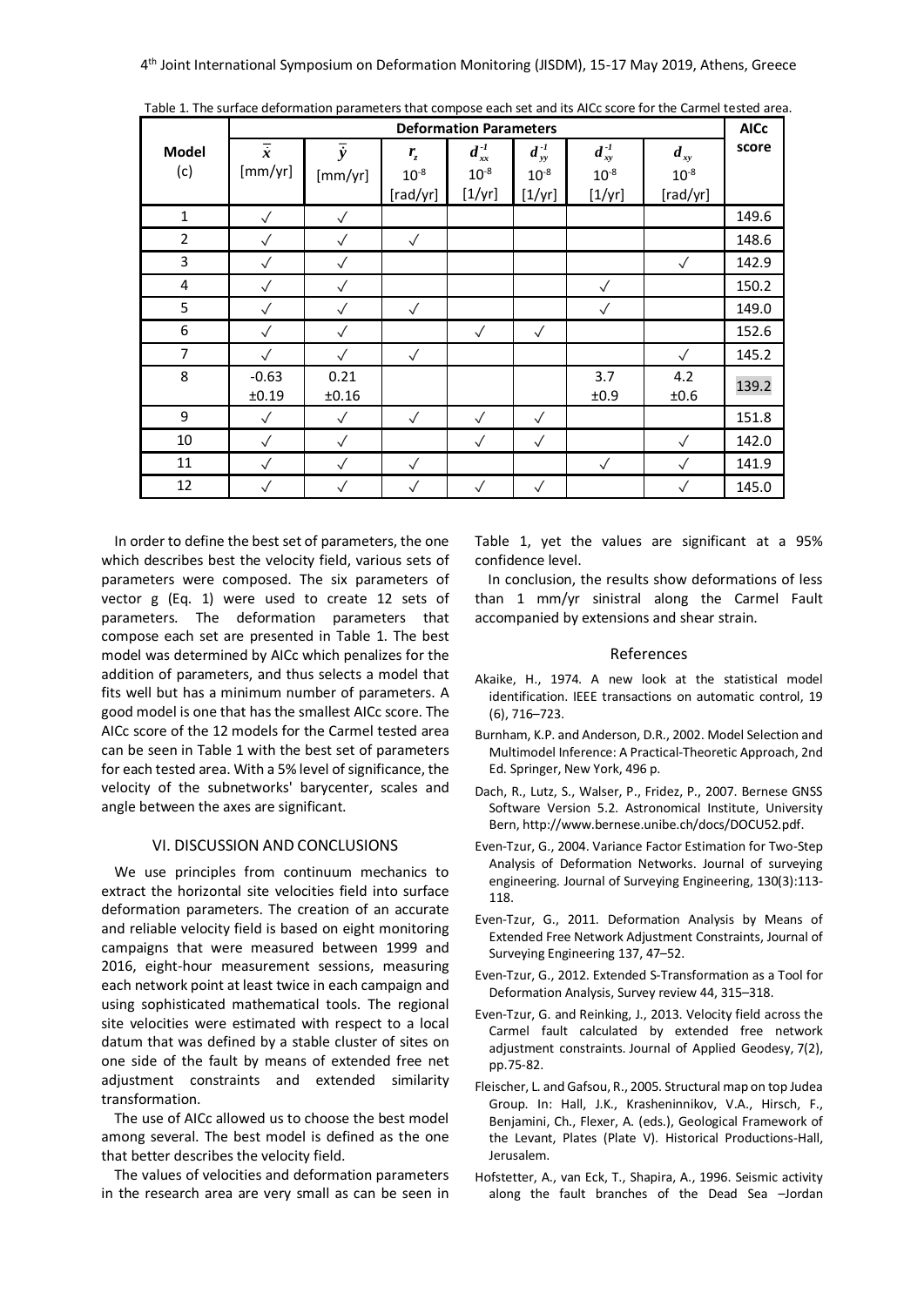Table 1. The surface deformation parameters that compose each set and its AICc score for the Carmel tested area.

| Model (c) | Deformation Parameters | | | | | | | AICc score |
|---|---|---|---|---|---|---|---|---|
| | $\bar{x}$ [mm/yr] | $\bar{y}$ [mm/yr] | $r_z$ $10^{-8}$ [rad/yr] | $d_{xx}^{-1}$ $10^{-8}$ [1/yr] | $d_{yy}^{-1}$ $10^{-8}$ [1/yr] | $d_{xy}^{-1}$ $10^{-8}$ [1/yr] | $d_{xy}$ $10^{-8}$ [rad/yr] | |
| 1 | ✓ | ✓ | | | | | | 149.6 |
| 2 | ✓ | ✓ | ✓ | | | | | 148.6 |
| 3 | ✓ | ✓ | | | | | ✓ | 142.9 |
| 4 | ✓ | ✓ | | | | ✓ | | 150.2 |
| 5 | ✓ | ✓ | ✓ | | | ✓ | | 149.0 |
| 6 | ✓ | ✓ | | ✓ | ✓ | | | 152.6 |
| 7 | ✓ | ✓ | ✓ | | | | ✓ | 145.2 |
| 8 | -0.63 ±0.19 | 0.21 ±0.16 | | | | 3.7 ±0.9 | 4.2 ±0.6 | 139.2 |
| 9 | ✓ | ✓ | ✓ | ✓ | ✓ | | | 151.8 |
| 10 | ✓ | ✓ | | ✓ | ✓ | | ✓ | 142.0 |
| 11 | ✓ | ✓ | ✓ | | | ✓ | ✓ | 141.9 |
| 12 | ✓ | ✓ | ✓ | ✓ | ✓ | | ✓ | 145.0 |

In order to define the best set of parameters, the one which describes best the velocity field, various sets of parameters were composed. The six parameters of vector g (Eq. 1) were used to create 12 sets of parameters. The deformation parameters that compose each set are presented in Table 1. The best model was determined by AICc which penalizes for the addition of parameters, and thus selects a model that fits well but has a minimum number of parameters. A good model is one that has the smallest AICc score. The AICc score of the 12 models for the Carmel tested area can be seen in Table 1 with the best set of parameters for each tested area. With a 5% level of significance, the velocity of the subnetworks' barycenter, scales and angle between the axes are significant.

## VI. DISCUSSION AND CONCLUSIONS

We use principles from continuum mechanics to extract the horizontal site velocities field into surface deformation parameters. The creation of an accurate and reliable velocity field is based on eight monitoring campaigns that were measured between 1999 and 2016, eight-hour measurement sessions, measuring each network point at least twice in each campaign and using sophisticated mathematical tools. The regional site velocities were estimated with respect to a local datum that was defined by a stable cluster of sites on one side of the fault by means of extended free net adjustment constraints and extended similarity transformation.

The use of AICc allowed us to choose the best model among several. The best model is defined as the one that better describes the velocity field.

The values of velocities and deformation parameters in the research area are very small as can be seen in Table 1, yet the values are significant at a 95% confidence level.

In conclusion, the results show deformations of less than 1 mm/yr sinistral along the Carmel Fault accompanied by extensions and shear strain.

## References

Akaike, H., 1974. A new look at the statistical model identification. IEEE transactions on automatic control, 19 (6), 716–723.

Burnham, K.P. and Anderson, D.R., 2002. Model Selection and Multimodel Inference: A Practical-Theoretic Approach, 2nd Ed. Springer, New York, 496 p.

Dach, R., Lutz, S., Walser, P., Fridez, P., 2007. Bernese GNSS Software Version 5.2. Astronomical Institute, University Bern, http://www.bernese.unibe.ch/docs/DOCU52.pdf.

Even-Tzur, G., 2004. Variance Factor Estimation for Two-Step Analysis of Deformation Networks. Journal of surveying engineering. Journal of Surveying Engineering, 130(3):113-118.

Even-Tzur, G., 2011. Deformation Analysis by Means of Extended Free Network Adjustment Constraints, Journal of Surveying Engineering 137, 47–52.

Even-Tzur, G., 2012. Extended S-Transformation as a Tool for Deformation Analysis, Survey review 44, 315–318.

Even-Tzur, G. and Reinking, J., 2013. Velocity field across the Carmel fault calculated by extended free network adjustment constraints. Journal of Applied Geodesy, 7(2), pp.75-82.

Fleischer, L. and Gafsou, R., 2005. Structural map on top Judea Group. In: Hall, J.K., Krasheninnikov, V.A., Hirsch, F., Benjamini, Ch., Flexer, A. (eds.), Geological Framework of the Levant, Plates (Plate V). Historical Productions-Hall, Jerusalem.

Hofstetter, A., van Eck, T., Shapira, A., 1996. Seismic activity along the fault branches of the Dead Sea –Jordan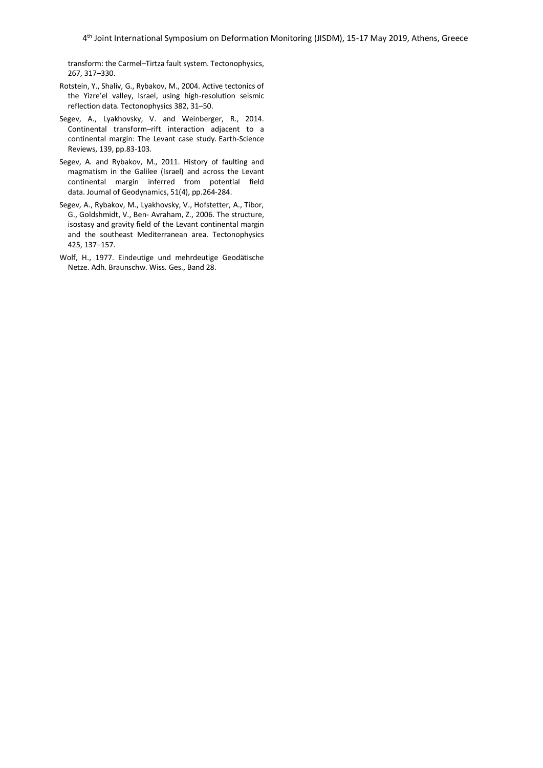transform: the Carmel–Tirtza fault system. Tectonophysics, 267, 317–330.

Rotstein, Y., Shaliv, G., Rybakov, M., 2004. Active tectonics of the Yizre'el valley, Israel, using high-resolution seismic reflection data. Tectonophysics 382, 31–50.

Segev, A., Lyakhovsky, V. and Weinberger, R., 2014. Continental transform–rift interaction adjacent to a continental margin: The Levant case study. Earth-Science Reviews, 139, pp.83-103.

Segev, A. and Rybakov, M., 2011. History of faulting and magmatism in the Galilee (Israel) and across the Levant continental margin inferred from potential field data. Journal of Geodynamics, 51(4), pp.264-284.

Segev, A., Rybakov, M., Lyakhovsky, V., Hofstetter, A., Tibor, G., Goldshmidt, V., Ben- Avraham, Z., 2006. The structure, isostasy and gravity field of the Levant continental margin and the southeast Mediterranean area. Tectonophysics 425, 137–157.

Wolf, H., 1977. Eindeutige und mehrdeutige Geodätische Netze. Adh. Braunschw. Wiss. Ges., Band 28.